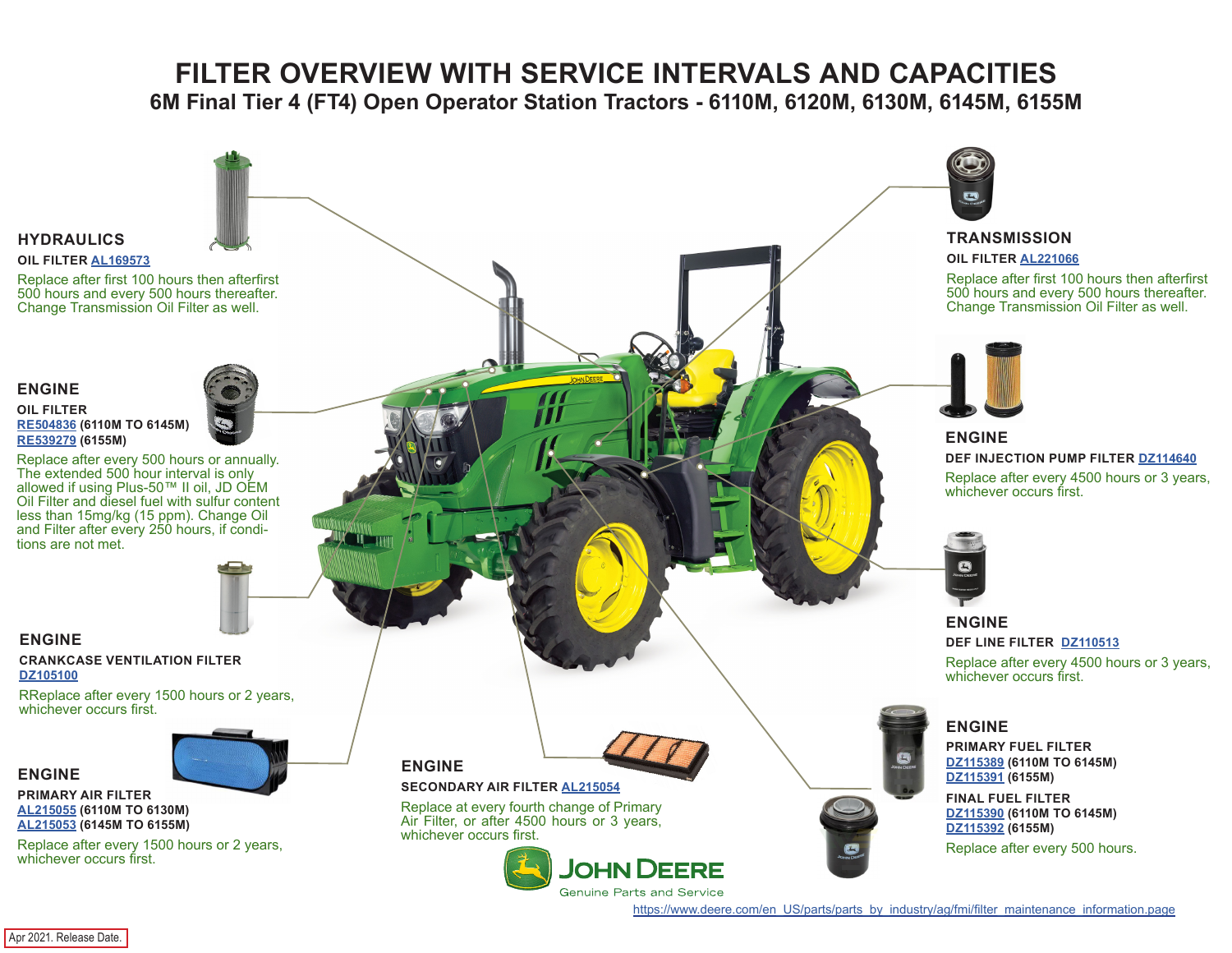# FILTER OVERVIEW WITH SERVICE INTERVALS AND CAPACITIES

## 6M Final Tier 4 (FT4) Open Operator Station Tractors - 6110M, 6120M, 6130M, 6145M, 6155M

### HYDRAULICS

**OIL FILTER** AL169573

Replace after first 100 hours then afterfirst 500 hours and every 500 hours thereafter. Change Transmission Oil Filter as well.

### ENGINE

**OIL FILTER**
RE504836 **(6110M TO 6145M)**
RE539279 **(6155M)**

Replace after every 500 hours or annually. The extended 500 hour interval is only allowed if using Plus-50™ II oil, JD OEM Oil Filter and diesel fuel with sulfur content less than 15mg/kg (15 ppm). Change Oil and Filter after every 250 hours, if conditions are not met.

### ENGINE

**CRANKCASE VENTILATION FILTER**
DZ105100

RReplace after every 1500 hours or 2 years, whichever occurs first.

### ENGINE

**PRIMARY AIR FILTER**
AL215055 **(6110M TO 6130M)**
AL215053 **(6145M TO 6155M)**

Replace after every 1500 hours or 2 years, whichever occurs first.

### ENGINE

**SECONDARY AIR FILTER** AL215054

Replace at every fourth change of Primary Air Filter, or after 4500 hours or 3 years, whichever occurs first.

### TRANSMISSION

**OIL FILTER** AL221066

Replace after first 100 hours then afterfirst 500 hours and every 500 hours thereafter. Change Transmission Oil Filter as well.

### ENGINE

**DEF INJECTION PUMP FILTER** DZ114640

Replace after every 4500 hours or 3 years, whichever occurs first.

### ENGINE

**DEF LINE FILTER** DZ110513

Replace after every 4500 hours or 3 years, whichever occurs first.

### ENGINE

**PRIMARY FUEL FILTER**
DZ115389 **(6110M TO 6145M)**
DZ115391 **(6155M)**

**FINAL FUEL FILTER**
DZ115390 **(6110M TO 6145M)**
DZ115392 **(6155M)**

Replace after every 500 hours.

JOHN DEERE
Genuine Parts and Service

https://www.deere.com/en_US/parts/parts_by_industry/ag/fmi/filter_maintenance_information.page

Apr 2021. Release Date.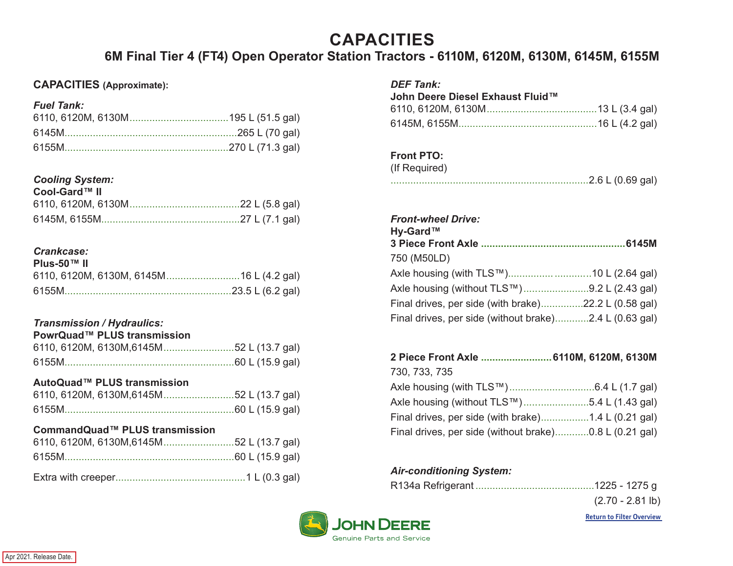# CAPACITIES

## 6M Final Tier 4 (FT4) Open Operator Station Tractors - 6110M, 6120M, 6130M, 6145M, 6155M

**CAPACITIES (Approximate):**

*Fuel Tank:*

6110, 6120M, 6130M....................................195 L (51.5 gal)
6145M..............................................................265 L (70 gal)
6155M............................................................270 L (71.3 gal)

*Cooling System:*

**Cool-Gard™ II**

6110, 6120M, 6130M........................................22 L (5.8 gal)
6145M, 6155M..................................................27 L (7.1 gal)

*Crankcase:*

**Plus-50™ II**

6110, 6120M, 6130M, 6145M..........................16 L (4.2 gal)
6155M............................................................23.5 L (6.2 gal)

*Transmission / Hydraulics:*

**PowrQuad™ PLUS transmission**

6110, 6120M, 6130M,6145M.........................52 L (13.7 gal)
6155M............................................................60 L (15.9 gal)

**AutoQuad™ PLUS transmission**

6110, 6120M, 6130M,6145M.........................52 L (13.7 gal)
6155M............................................................60 L (15.9 gal)

**CommandQuad™ PLUS transmission**

6110, 6120M, 6130M,6145M.........................52 L (13.7 gal)
6155M............................................................60 L (15.9 gal)

Extra with creeper..............................................1 L (0.3 gal)

*DEF Tank:*

**John Deere Diesel Exhaust Fluid™**

6110, 6120M, 6130M.......................................13 L (3.4 gal)
6145M, 6155M.................................................16 L (4.2 gal)

**Front PTO:**

(If Required)

......................................................................2.6 L (0.69 gal)

*Front-wheel Drive:*

**Hy-Gard™**

**3 Piece Front Axle ..................................................6145M**

750 (M50LD)

Axle housing (with TLS™).........................10 L (2.64 gal)
Axle housing (without TLS™).......................9.2 L (2.43 gal)
Final drives, per side (with brake)..............22.2 L (0.58 gal)
Final drives, per side (without brake)............2.4 L (0.63 gal)

**2 Piece Front Axle .........................6110M, 6120M, 6130M**

730, 733, 735

Axle housing (with TLS™)..............................6.4 L (1.7 gal)
Axle housing (without TLS™).......................5.4 L (1.43 gal)
Final drives, per side (with brake).................1.4 L (0.21 gal)
Final drives, per side (without brake)............0.8 L (0.21 gal)

*Air-conditioning System:*

R134a Refrigerant ..........................................1225 - 1275 g (2.70 - 2.81 lb)

Return to Filter Overview

JOHN DEERE
Genuine Parts and Service

Apr 2021. Release Date.